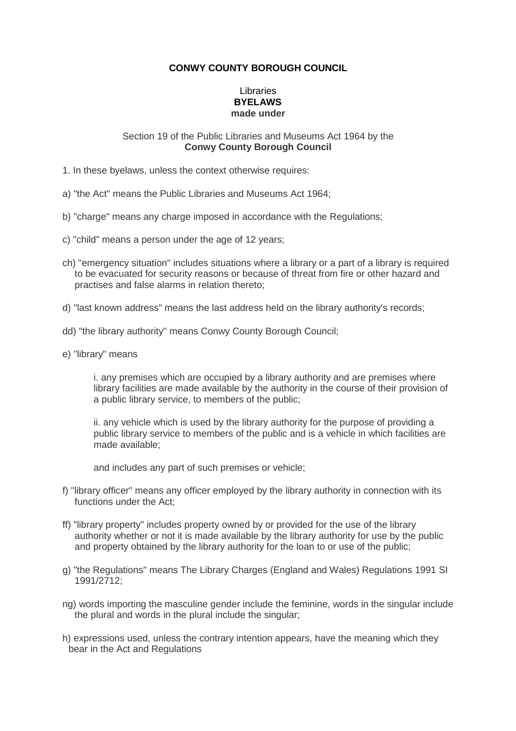**CONWY COUNTY BOROUGH COUNCIL**

Libraries
**BYELAWS**
**made under**

Section 19 of the Public Libraries and Museums Act 1964 by the
**Conwy County Borough Council**

1. In these byelaws, unless the context otherwise requires:

a) "the Act" means the Public Libraries and Museums Act 1964;

b) "charge" means any charge imposed in accordance with the Regulations;

c) "child" means a person under the age of 12 years;

ch) "emergency situation" includes situations where a library or a part of a library is required to be evacuated for security reasons or because of threat from fire or other hazard and practises and false alarms in relation thereto;

d) "last known address" means the last address held on the library authority's records;

dd) "the library authority" means Conwy County Borough Council;

e) "library" means

> i. any premises which are occupied by a library authority and are premises where library facilities are made available by the authority in the course of their provision of a public library service, to members of the public;
>
> ii. any vehicle which is used by the library authority for the purpose of providing a public library service to members of the public and is a vehicle in which facilities are made available;
>
> and includes any part of such premises or vehicle;

f) "library officer" means any officer employed by the library authority in connection with its functions under the Act;

ff) "library property" includes property owned by or provided for the use of the library authority whether or not it is made available by the library authority for use by the public and property obtained by the library authority for the loan to or use of the public;

g) "the Regulations" means The Library Charges (England and Wales) Regulations 1991 SI 1991/2712;

ng) words importing the masculine gender include the feminine, words in the singular include the plural and words in the plural include the singular;

h) expressions used, unless the contrary intention appears, have the meaning which they bear in the Act and Regulations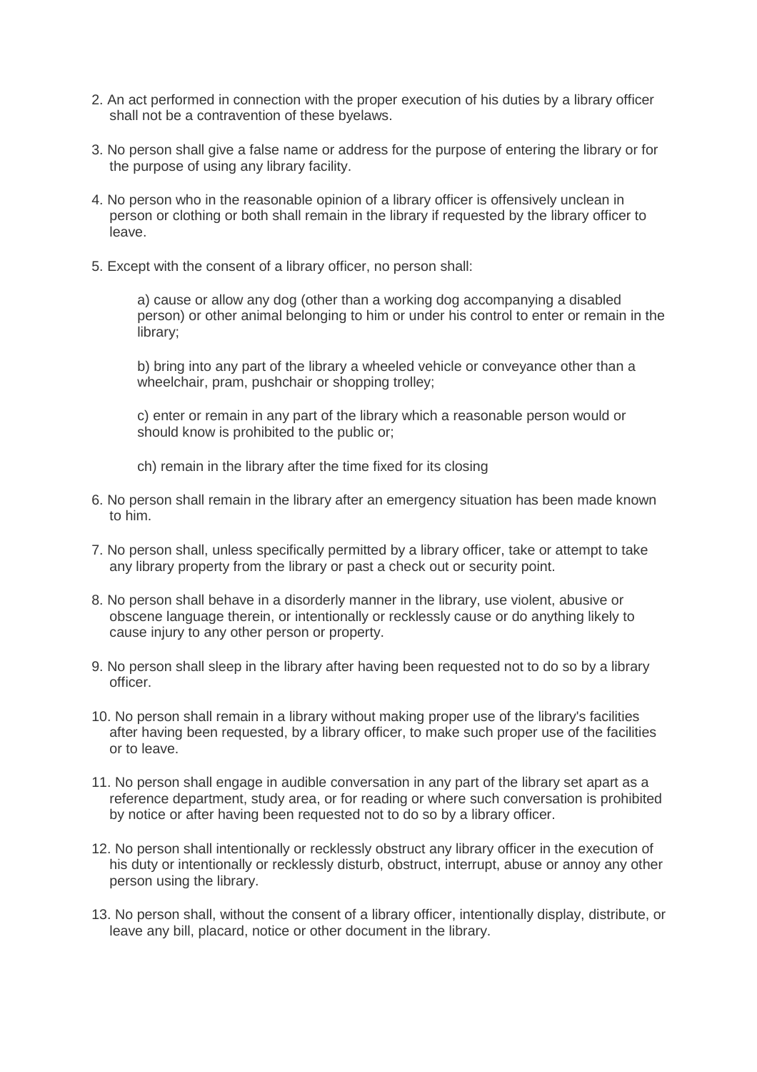2. An act performed in connection with the proper execution of his duties by a library officer shall not be a contravention of these byelaws.

3. No person shall give a false name or address for the purpose of entering the library or for the purpose of using any library facility.

4. No person who in the reasonable opinion of a library officer is offensively unclean in person or clothing or both shall remain in the library if requested by the library officer to leave.

5. Except with the consent of a library officer, no person shall:

   a) cause or allow any dog (other than a working dog accompanying a disabled person) or other animal belonging to him or under his control to enter or remain in the library;

   b) bring into any part of the library a wheeled vehicle or conveyance other than a wheelchair, pram, pushchair or shopping trolley;

   c) enter or remain in any part of the library which a reasonable person would or should know is prohibited to the public or;

   ch) remain in the library after the time fixed for its closing

6. No person shall remain in the library after an emergency situation has been made known to him.

7. No person shall, unless specifically permitted by a library officer, take or attempt to take any library property from the library or past a check out or security point.

8. No person shall behave in a disorderly manner in the library, use violent, abusive or obscene language therein, or intentionally or recklessly cause or do anything likely to cause injury to any other person or property.

9. No person shall sleep in the library after having been requested not to do so by a library officer.

10. No person shall remain in a library without making proper use of the library's facilities after having been requested, by a library officer, to make such proper use of the facilities or to leave.

11. No person shall engage in audible conversation in any part of the library set apart as a reference department, study area, or for reading or where such conversation is prohibited by notice or after having been requested not to do so by a library officer.

12. No person shall intentionally or recklessly obstruct any library officer in the execution of his duty or intentionally or recklessly disturb, obstruct, interrupt, abuse or annoy any other person using the library.

13. No person shall, without the consent of a library officer, intentionally display, distribute, or leave any bill, placard, notice or other document in the library.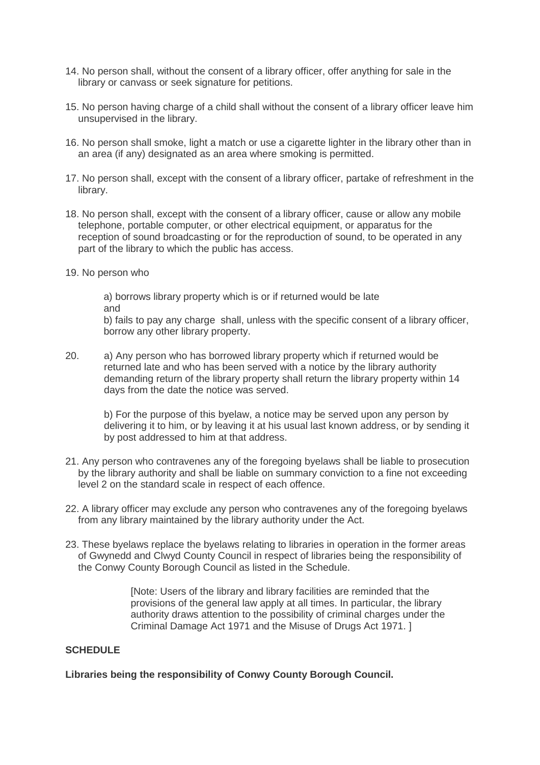14. No person shall, without the consent of a library officer, offer anything for sale in the library or canvass or seek signature for petitions.

15. No person having charge of a child shall without the consent of a library officer leave him unsupervised in the library.

16. No person shall smoke, light a match or use a cigarette lighter in the library other than in an area (if any) designated as an area where smoking is permitted.

17. No person shall, except with the consent of a library officer, partake of refreshment in the library.

18. No person shall, except with the consent of a library officer, cause or allow any mobile telephone, portable computer, or other electrical equipment, or apparatus for the reception of sound broadcasting or for the reproduction of sound, to be operated in any part of the library to which the public has access.

19. No person who

    a) borrows library property which is or if returned would be late
    and
    b) fails to pay any charge shall, unless with the specific consent of a library officer, borrow any other library property.

20. a) Any person who has borrowed library property which if returned would be returned late and who has been served with a notice by the library authority demanding return of the library property shall return the library property within 14 days from the date the notice was served.

    b) For the purpose of this byelaw, a notice may be served upon any person by delivering it to him, or by leaving it at his usual last known address, or by sending it by post addressed to him at that address.

21. Any person who contravenes any of the foregoing byelaws shall be liable to prosecution by the library authority and shall be liable on summary conviction to a fine not exceeding level 2 on the standard scale in respect of each offence.

22. A library officer may exclude any person who contravenes any of the foregoing byelaws from any library maintained by the library authority under the Act.

23. These byelaws replace the byelaws relating to libraries in operation in the former areas of Gwynedd and Clwyd County Council in respect of libraries being the responsibility of the Conwy County Borough Council as listed in the Schedule.

[Note: Users of the library and library facilities are reminded that the provisions of the general law apply at all times. In particular, the library authority draws attention to the possibility of criminal charges under the Criminal Damage Act 1971 and the Misuse of Drugs Act 1971. ]

**SCHEDULE**

**Libraries being the responsibility of Conwy County Borough Council.**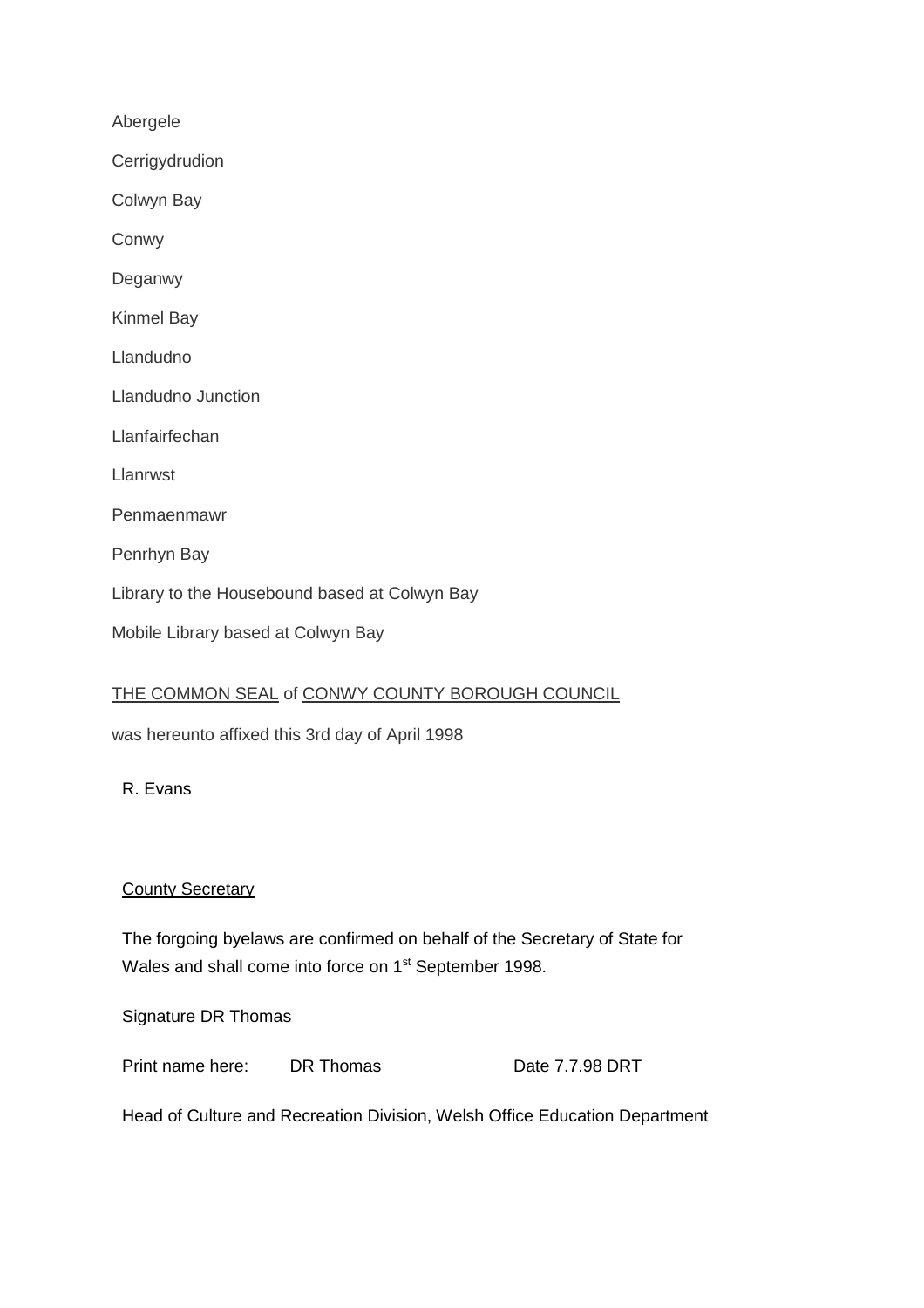Abergele

Cerrigydrudion

Colwyn Bay

Conwy

Deganwy

Kinmel Bay

Llandudno

Llandudno Junction

Llanfairfechan

Llanrwst

Penmaenmawr

Penrhyn Bay

Library to the Housebound based at Colwyn Bay

Mobile Library based at Colwyn Bay

<u>THE COMMON SEAL</u> of <u>CONWY COUNTY BOROUGH COUNCIL</u>

was hereunto affixed this 3rd day of April 1998

R. Evans

<u>County Secretary</u>

The forgoing byelaws are confirmed on behalf of the Secretary of State for Wales and shall come into force on 1st September 1998.

Signature DR Thomas

Print name here: DR Thomas Date 7.7.98 DRT

Head of Culture and Recreation Division, Welsh Office Education Department